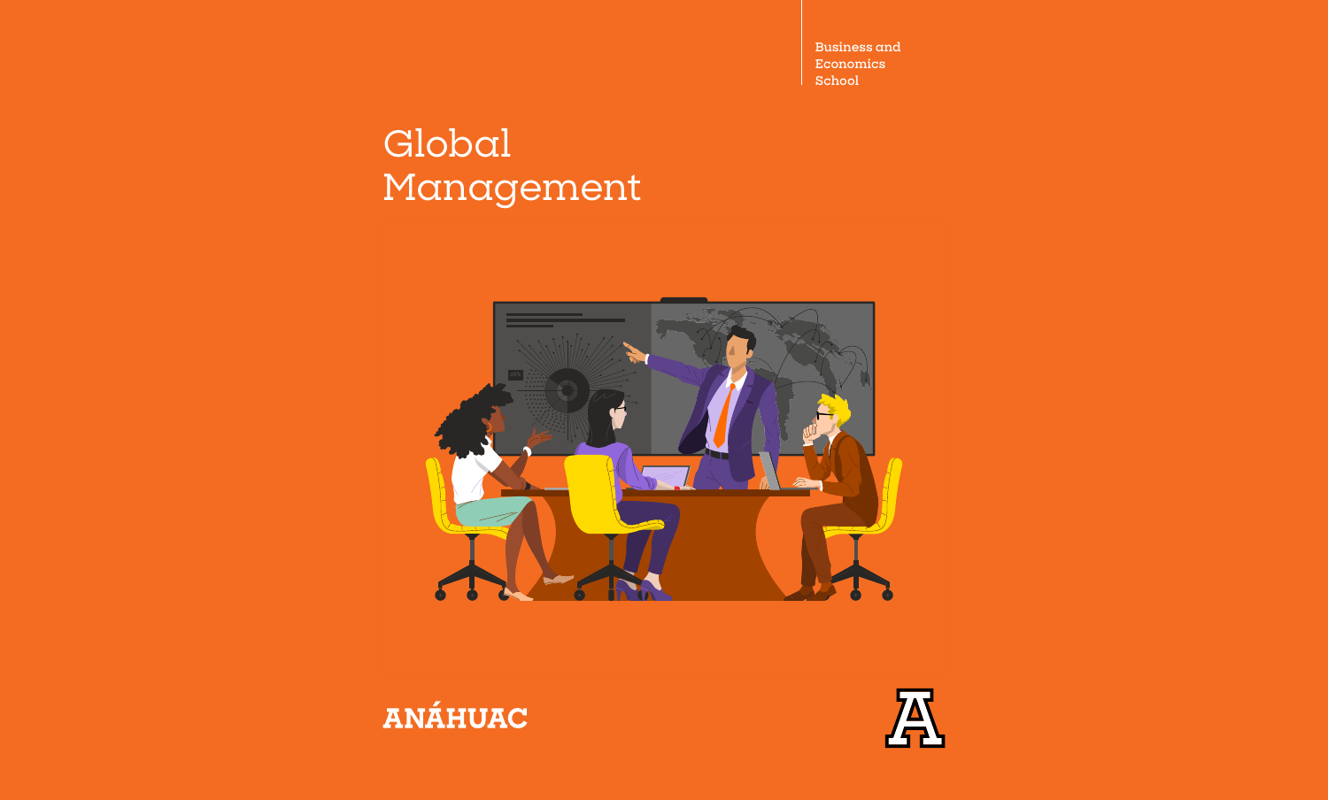Business and Economics School

# Global Management

ANÁHUAC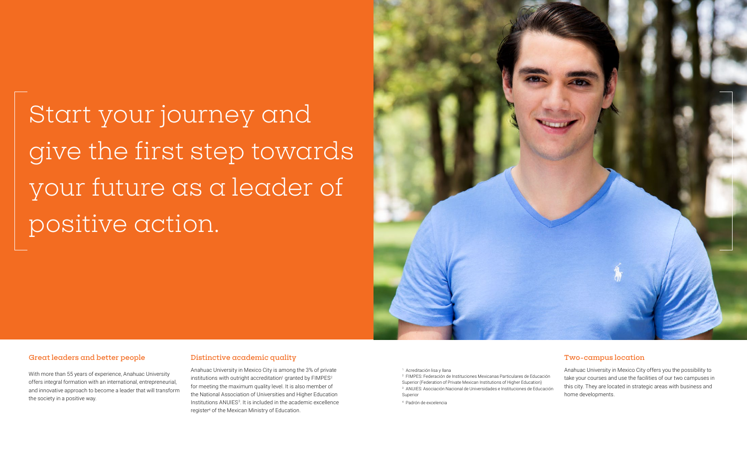# Start your journey and give the first step towards your future as a leader of positive action.

## Great leaders and better people

With more than 55 years of experience, Anahuac University offers integral formation with an international, entrepreneurial, and innovative approach to become a leader that will transform the society in a positive way.

## Distinctive academic quality

Anahuac University in Mexico City is among the 3% of private institutions with outright accreditation[1] granted by FIMPES[2] for meeting the maximum quality level. It is also member of the National Association of Universities and Higher Education Institutions ANUIES[3]. It is included in the academic excellence register[4] of the Mexican Ministry of Education.

[1] Acreditación lisa y llana
[2] FIMPES: Federación de Instituciones Mexicanas Particulares de Educación Superior (Federation of Private Mexican Institutions of Higher Education)
[3] ANUIES: Asociación Nacional de Universidades e Instituciones de Educación Superior
[4] Padrón de excelencia

## Two-campus location

Anahuac University in Mexico City offers you the possibility to take your courses and use the facilities of our two campuses in this city. They are located in strategic areas with business and home developments.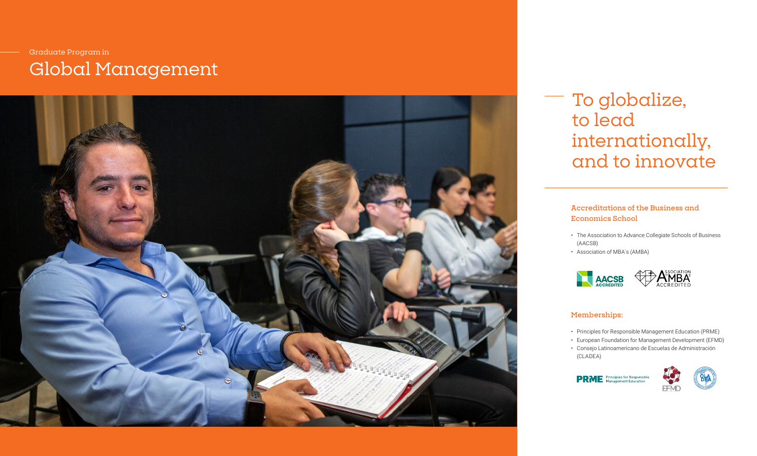Graduate Program in

# Global Management

## To globalize, to lead internationally, and to innovate

### Accreditations of the Business and Economics School

- The Association to Advance Collegiate Schools of Business (AACSB)
- Association of MBA's (AMBA)

### Memberships:

- Principles for Responsible Management Education (PRME)
- European Foundation for Management Development (EFMD)
- Consejo Latinoamericano de Escuelas de Administración (CLADEA)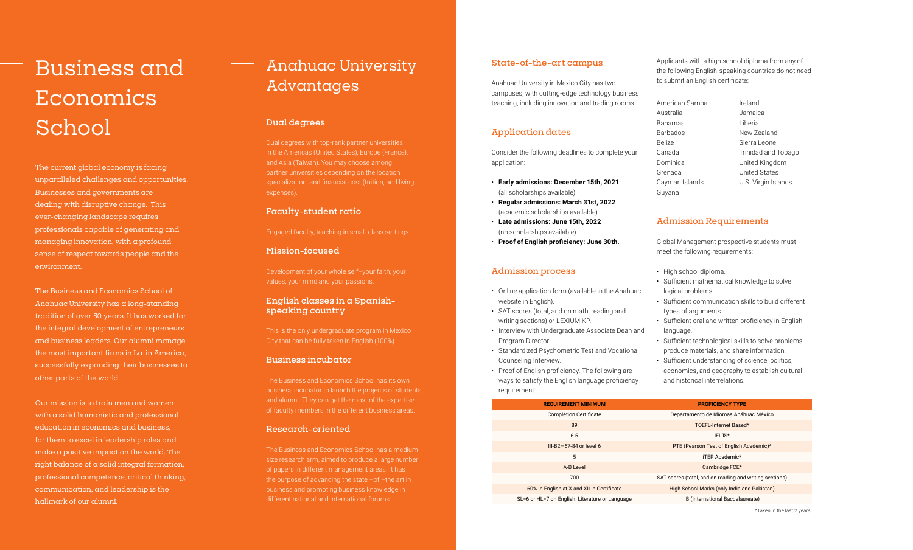# Business and Economics School

The current global economy is facing unparalleled challenges and opportunities. Businesses and governments are dealing with disruptive change. This ever-changing landscape requires professionals capable of generating and managing innovation, with a profound sense of respect towards people and the environment.

The Business and Economics School of Anahuac University has a long-standing tradition of over 50 years. It has worked for the integral development of entrepreneurs and business leaders. Our alumni manage the most important firms in Latin America, successfully expanding their businesses to other parts of the world.

Our mission is to train men and women with a solid humanistic and professional education in economics and business, for them to excel in leadership roles and make a positive impact on the world. The right balance of a solid integral formation, professional competence, critical thinking, communication, and leadership is the hallmark of our alumni.

# Anahuac University Advantages

## Dual degrees

Dual degrees with top-rank partner universities in the Americas (United States), Europe (France), and Asia (Taiwan). You may choose among partner universities depending on the location, specialization, and financial cost (tuition, and living expenses).

## Faculty-student ratio

Engaged faculty, teaching in small-class settings.

## Mission-focused

Development of your whole self–your faith, your values, your mind and your passions.

## English classes in a Spanish-speaking country

This is the only undergraduate program in Mexico City that can be fully taken in English (100%).

## Business incubator

The Business and Economics School has its own business incubator to launch the projects of students and alumni. They can get the most of the expertise of faculty members in the different business areas.

## Research-oriented

The Business and Economics School has a medium-size research arm, aimed to produce a large number of papers in different management areas. It has the purpose of advancing the state –of –the art in business and promoting business knowledge in different national and international forums.

## State-of-the-art campus

Anahuac University in Mexico City has two campuses, with cutting-edge technology business teaching, including innovation and trading rooms.

## Application dates

Consider the following deadlines to complete your application:

- **Early admissions: December 15th, 2021** (all scholarships available).
- **Regular admissions: March 31st, 2022** (academic scholarships available).
- **Late admissions: June 15th, 2022** (no scholarships available).
- **Proof of English proficiency: June 30th.**

## Admission process

- Online application form (available in the Anahuac website in English).
- SAT scores (total, and on math, reading and writing sections) or LEXIUM KP.
- Interview with Undergraduate Associate Dean and Program Director.
- Standardized Psychometric Test and Vocational Counseling Interview.
- Proof of English proficiency. The following are ways to satisfy the English language proficiency requirement:

| REQUIREMENT MINIMUM | PROFICIENCY TYPE |
|---|---|
| Completion Certificate | Departamento de Idiomas Anáhuac México |
| 89 | TOEFL-Internet Based* |
| 6.5 | IELTS* |
| III-B2—67-84 or level 6 | PTE (Pearson Test of English Academic)* |
| 5 | iTEP Academic* |
| A-B Level | Cambridge FCE* |
| 700 | SAT scores (total, and on reading and writing sections) |
| 60% in English at X and XII in Certificate | High School Marks (only India and Pakistan) |
| SL=6 or HL=7 on English: Literature or Language | IB (International Baccalaureate) |

*Taken in the last 2 years.

Applicants with a high school diploma from any of the following English-speaking countries do not need to submit an English certificate:

- American Samoa
- Australia
- Bahamas
- Barbados
- Belize
- Canada
- Dominica
- Grenada
- Cayman Islands
- Guyana
- Ireland
- Jamaica
- Liberia
- New Zealand
- Sierra Leone
- Trinidad and Tobago
- United Kingdom
- United States
- U.S. Virgin Islands

## Admission Requirements

Global Management prospective students must meet the following requirements:

- High school diploma.
- Sufficient mathematical knowledge to solve logical problems.
- Sufficient communication skills to build different types of arguments.
- Sufficient oral and written proficiency in English language.
- Sufficient technological skills to solve problems, produce materials, and share information.
- Sufficient understanding of science, politics, economics, and geography to establish cultural and historical interrelations.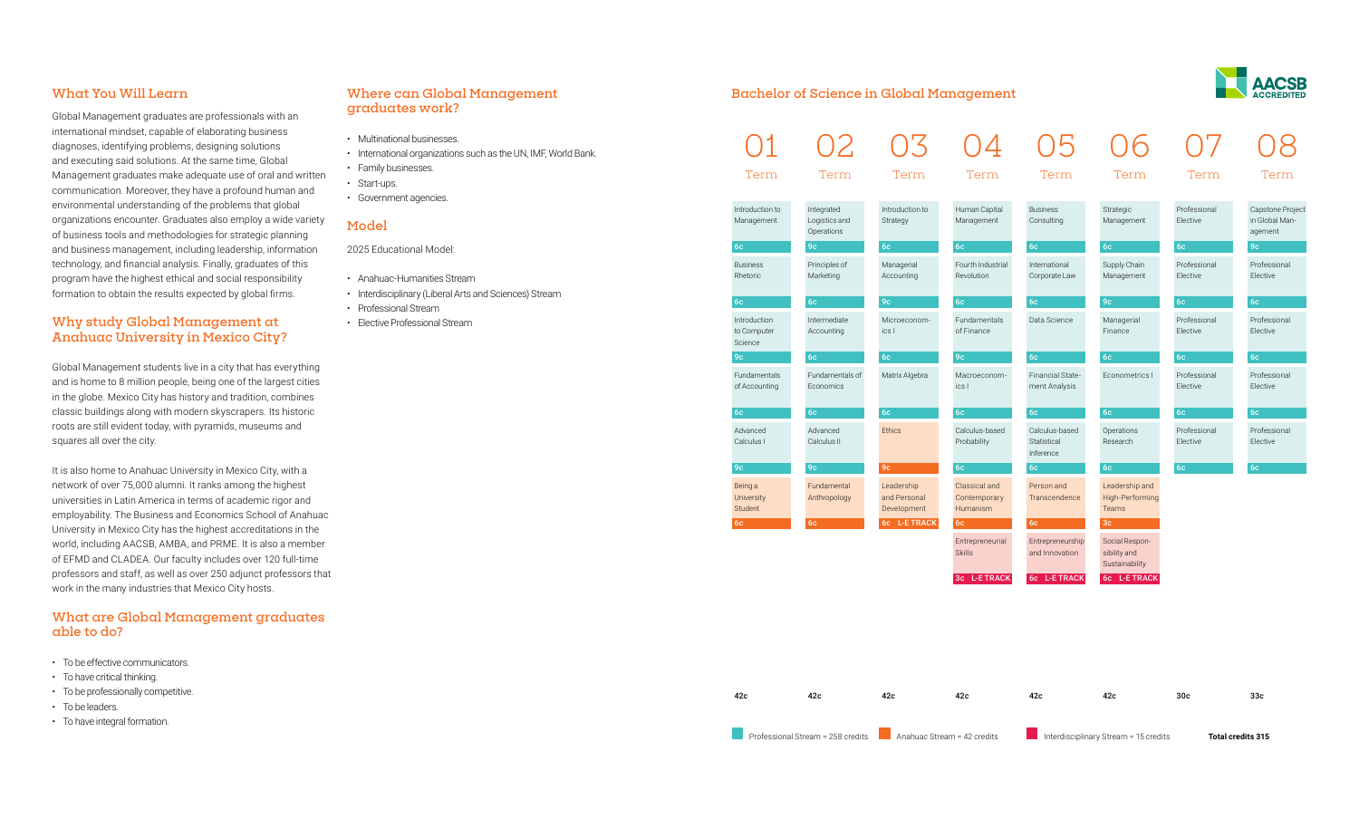## What You Will Learn

Global Management graduates are professionals with an international mindset, capable of elaborating business diagnoses, identifying problems, designing solutions and executing said solutions. At the same time, Global Management graduates make adequate use of oral and written communication. Moreover, they have a profound human and environmental understanding of the problems that global organizations encounter. Graduates also employ a wide variety of business tools and methodologies for strategic planning and business management, including leadership, information technology, and financial analysis. Finally, graduates of this program have the highest ethical and social responsibility formation to obtain the results expected by global firms.

## Why study Global Management at Anahuac University in Mexico City?

Global Management students live in a city that has everything and is home to 8 million people, being one of the largest cities in the globe. Mexico City has history and tradition, combines classic buildings along with modern skyscrapers. Its historic roots are still evident today, with pyramids, museums and squares all over the city.

It is also home to Anahuac University in Mexico City, with a network of over 75,000 alumni. It ranks among the highest universities in Latin America in terms of academic rigor and employability. The Business and Economics School of Anahuac University in Mexico City has the highest accreditations in the world, including AACSB, AMBA, and PRME. It is also a member of EFMD and CLADEA. Our faculty includes over 120 full-time professors and staff, as well as over 250 adjunct professors that work in the many industries that Mexico City hosts.

## What are Global Management graduates able to do?

- To be effective communicators.
- To have critical thinking.
- To be professionally competitive.
- To be leaders.
- To have integral formation.

## Where can Global Management graduates work?

- Multinational businesses.
- International organizations such as the UN, IMF, World Bank.
- Family businesses.
- Start-ups.
- Government agencies.

## Model

2025 Educational Model:

- Anahuac-Humanities Stream
- Interdisciplinary (Liberal Arts and Sciences) Stream
- Professional Stream
- Elective Professional Stream

## Bachelor of Science in Global Management

AACSB ACCREDITED

| 01 Term | 02 Term | 03 Term | 04 Term | 05 Term | 06 Term | 07 Term | 08 Term |
|---|---|---|---|---|---|---|---|
| Introduction to Management 6c | Integrated Logistics and Operations 9c | Introduction to Strategy 6c | Human Capital Management 6c | Business Consulting 6c | Strategic Management 6c | Professional Elective 6c | Capstone Project in Global Management 9c |
| Business Rhetoric 6c | Principles of Marketing 6c | Managerial Accounting 9c | Fourth Industrial Revolution 6c | International Corporate Law 6c | Supply Chain Management 9c | Professional Elective 6c | Professional Elective 6c |
| Introduction to Computer Science 9c | Intermediate Accounting 6c | Microeconomics I 6c | Fundamentals of Finance 9c | Data Science 6c | Managerial Finance 6c | Professional Elective 6c | Professional Elective 6c |
| Fundamentals of Accounting 6c | Fundamentals of Economics 6c | Matrix Algebra 6c | Macroeconomics I 6c | Financial Statement Analysis 6c | Econometrics I 6c | Professional Elective 6c | Professional Elective 6c |
| Advanced Calculus I 9c | Advanced Calculus II 9c | Ethics 9c | Calculus-based Probability 6c | Calculus-based Statistical Inference 6c | Operations Research 6c | Professional Elective 6c | Professional Elective 6c |
| Being a University Student 6c | Fundamental Anthropology 6c | Leadership and Personal Development 6c L-E TRACK | Classical and Contemporary Humanism 6c | Person and Transcendence 6c | Leadership and High-Performing Teams 3c | | |
| | | | Entrepreneurial Skills 3c L-E TRACK | Entrepreneurship and Innovation 6c L-E TRACK | Social Responsibility and Sustainability 6c L-E TRACK | | |
| 42c | 42c | 42c | 42c | 42c | 42c | 30c | 33c |

Professional Stream = 258 credits | Anahuac Stream = 42 credits | Interdisciplinary Stream = 15 credits | **Total credits 315**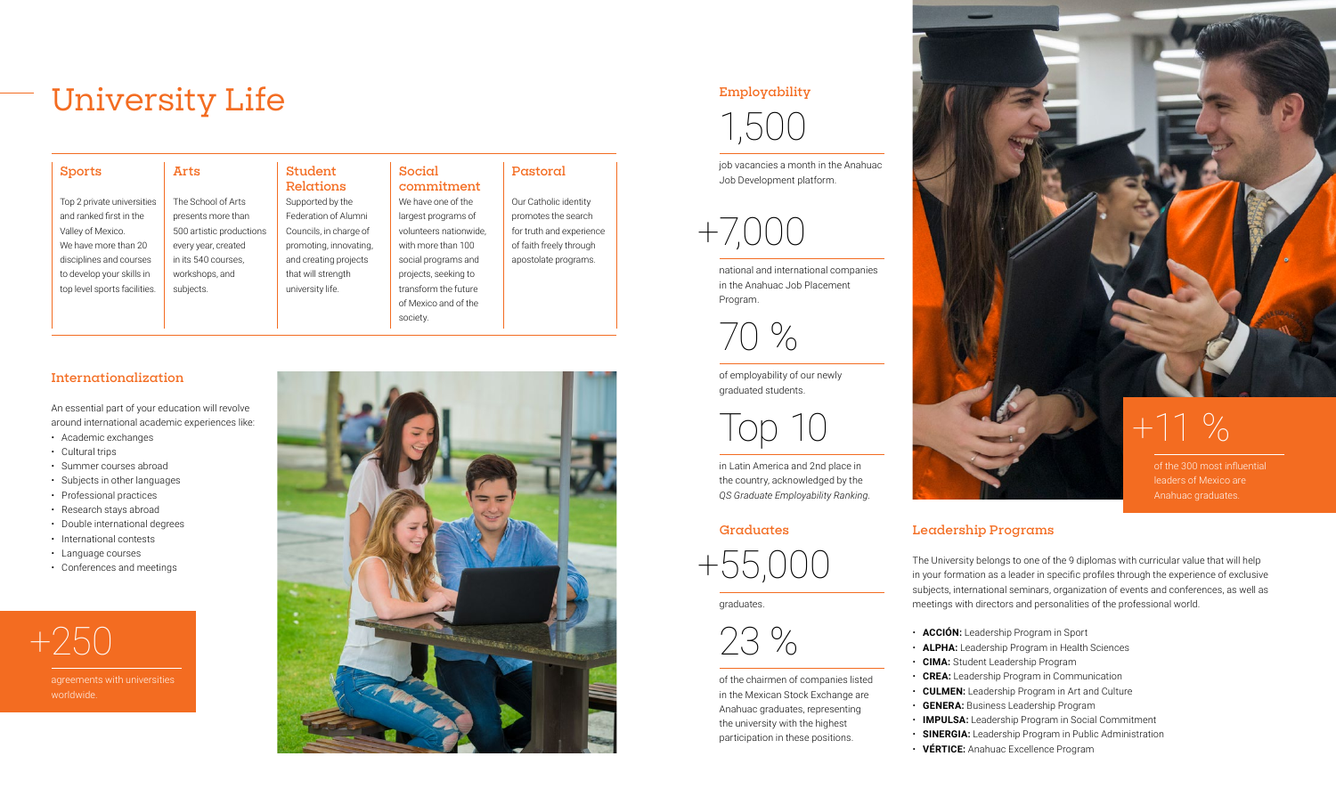# University Life

### Sports

Top 2 private universities and ranked first in the Valley of Mexico. We have more than 20 disciplines and courses to develop your skills in top level sports facilities.

### Arts

The School of Arts presents more than 500 artistic productions every year, created in its 540 courses, workshops, and subjects.

### Student Relations

Supported by the Federation of Alumni Councils, in charge of promoting, innovating, and creating projects that will strength university life.

### Social commitment

We have one of the largest programs of volunteers nationwide, with more than 100 social programs and projects, seeking to transform the future of Mexico and of the society.

### Pastoral

Our Catholic identity promotes the search for truth and experience of faith freely through apostolate programs.

## Internationalization

An essential part of your education will revolve around international academic experiences like:

- Academic exchanges
- Cultural trips
- Summer courses abroad
- Subjects in other languages
- Professional practices
- Research stays abroad
- Double international degrees
- International contests
- Language courses
- Conferences and meetings

+250

agreements with universities worldwide.

## Employability

1,500

job vacancies a month in the Anahuac Job Development platform.

+7,000

national and international companies in the Anahuac Job Placement Program.

70 %

of employability of our newly graduated students.

Top 10

in Latin America and 2nd place in the country, acknowledged by the *QS Graduate Employability Ranking*.

## Graduates

+55,000

graduates.

23 %

of the chairmen of companies listed in the Mexican Stock Exchange are Anahuac graduates, representing the university with the highest participation in these positions.

+11 %

of the 300 most influential leaders of Mexico are Anahuac graduates.

## Leadership Programs

The University belongs to one of the 9 diplomas with curricular value that will help in your formation as a leader in specific profiles through the experience of exclusive subjects, international seminars, organization of events and conferences, as well as meetings with directors and personalities of the professional world.

- **ACCIÓN:** Leadership Program in Sport
- **ALPHA:** Leadership Program in Health Sciences
- **CIMA:** Student Leadership Program
- **CREA:** Leadership Program in Communication
- **CULMEN:** Leadership Program in Art and Culture
- **GENERA:** Business Leadership Program
- **IMPULSA:** Leadership Program in Social Commitment
- **SINERGIA:** Leadership Program in Public Administration
- **VÉRTICE:** Anahuac Excellence Program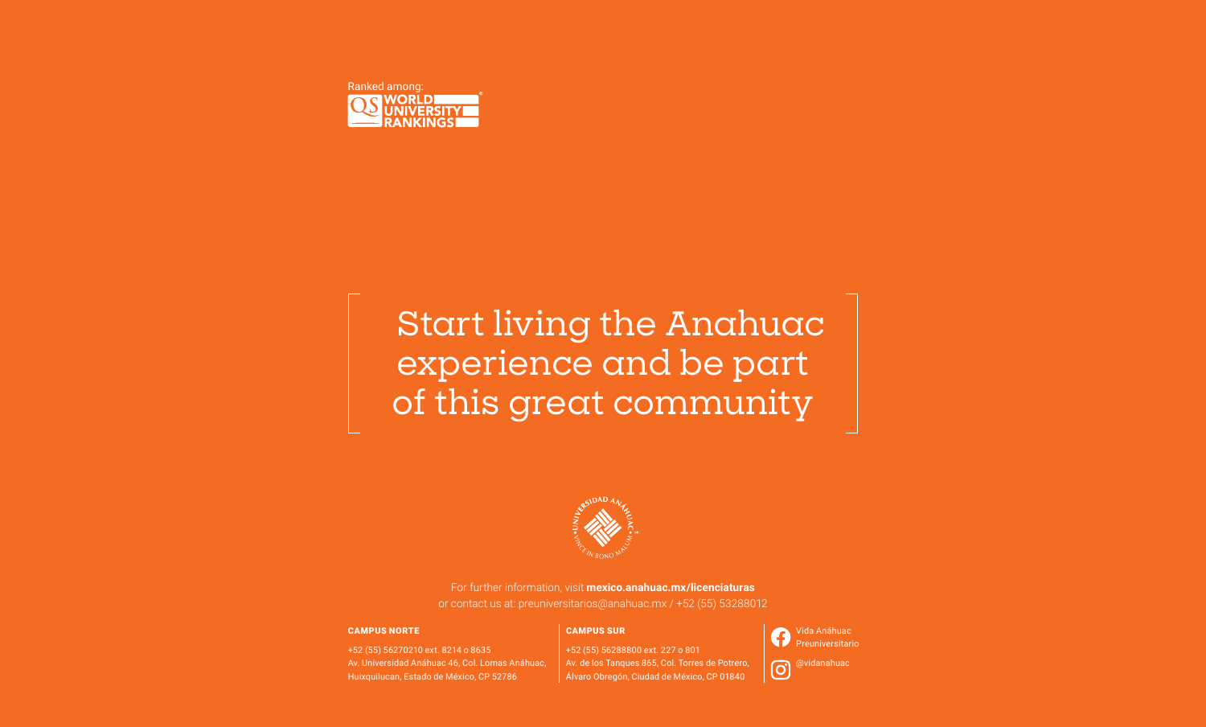Ranked among:
QS WORLD UNIVERSITY RANKINGS®

# Start living the Anahuac experience and be part of this great community

UNIVERSIDAD ANÁHUAC · VINCE IN BONO MALUM

For further information, visit **mexico.anahuac.mx/licenciaturas**
or contact us at: preuniversitarios@anahuac.mx / +52 (55) 53288012

**CAMPUS NORTE**

+52 (55) 56270210 ext. 8214 o 8635
Av. Universidad Anáhuac 46, Col. Lomas Anáhuac, Huixquilucan, Estado de México, CP 52786

**CAMPUS SUR**

+52 (55) 56288800 ext. 227 o 801
Av. de los Tanques 865, Col. Torres de Potrero, Álvaro Obregón, Ciudad de México, CP 01840

Vida Anáhuac Preuniversitario

@vidanahuac